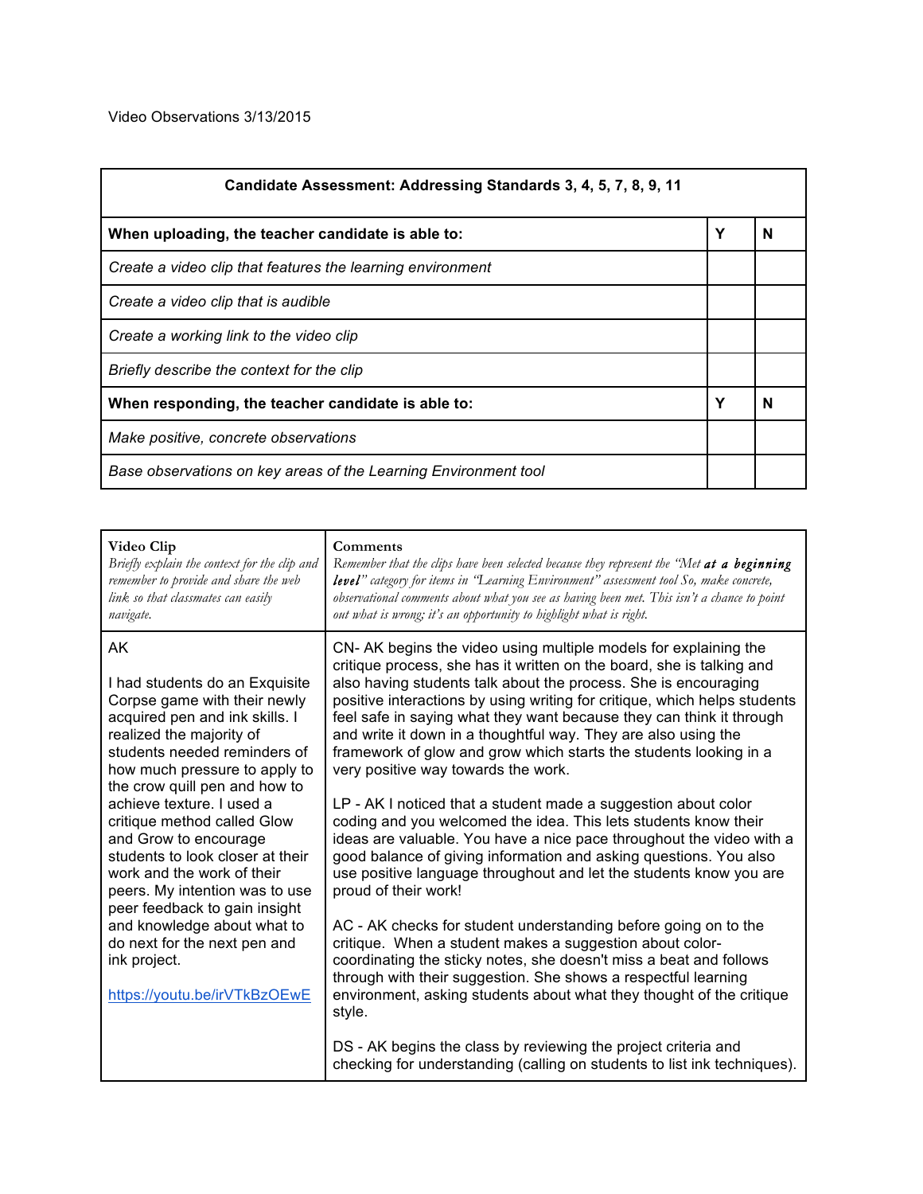Video Observations 3/13/2015

| Candidate Assessment: Addressing Standards 3, 4, 5, 7, 8, 9, 11 | | |
|---|---|---|
| **When uploading, the teacher candidate is able to:** | **Y** | **N** |
| *Create a video clip that features the learning environment* | | |
| *Create a video clip that is audible* | | |
| *Create a working link to the video clip* | | |
| *Briefly describe the context for the clip* | | |
| **When responding, the teacher candidate is able to:** | **Y** | **N** |
| *Make positive, concrete observations* | | |
| *Base observations on key areas of the Learning Environment tool* | | |

| **Video Clip**<br>*Briefly explain the context for the clip and remember to provide and share the web link so that classmates can easily navigate.* | **Comments**<br>*Remember that the clips have been selected because they represent the "Met **at a beginning level**" category for items in "Learning Environment" assessment tool So, make concrete, observational comments about what you see as having been met. This isn't a chance to point out what is wrong; it's an opportunity to highlight what is right.* |
|---|---|
| AK<br><br>I had students do an Exquisite Corpse game with their newly acquired pen and ink skills. I realized the majority of students needed reminders of how much pressure to apply to the crow quill pen and how to achieve texture. I used a critique method called Glow and Grow to encourage students to look closer at their work and the work of their peers. My intention was to use peer feedback to gain insight and knowledge about what to do next for the next pen and ink project.<br><br>https://youtu.be/irVTkBzOEwE | CN- AK begins the video using multiple models for explaining the critique process, she has it written on the board, she is talking and also having students talk about the process. She is encouraging positive interactions by using writing for critique, which helps students feel safe in saying what they want because they can think it through and write it down in a thoughtful way. They are also using the framework of glow and grow which starts the students looking in a very positive way towards the work.<br><br>LP - AK I noticed that a student made a suggestion about color coding and you welcomed the idea. This lets students know their ideas are valuable. You have a nice pace throughout the video with a good balance of giving information and asking questions. You also use positive language throughout and let the students know you are proud of their work!<br><br>AC - AK checks for student understanding before going on to the critique. When a student makes a suggestion about color-coordinating the sticky notes, she doesn't miss a beat and follows through with their suggestion. She shows a respectful learning environment, asking students about what they thought of the critique style.<br><br>DS - AK begins the class by reviewing the project criteria and checking for understanding (calling on students to list ink techniques). |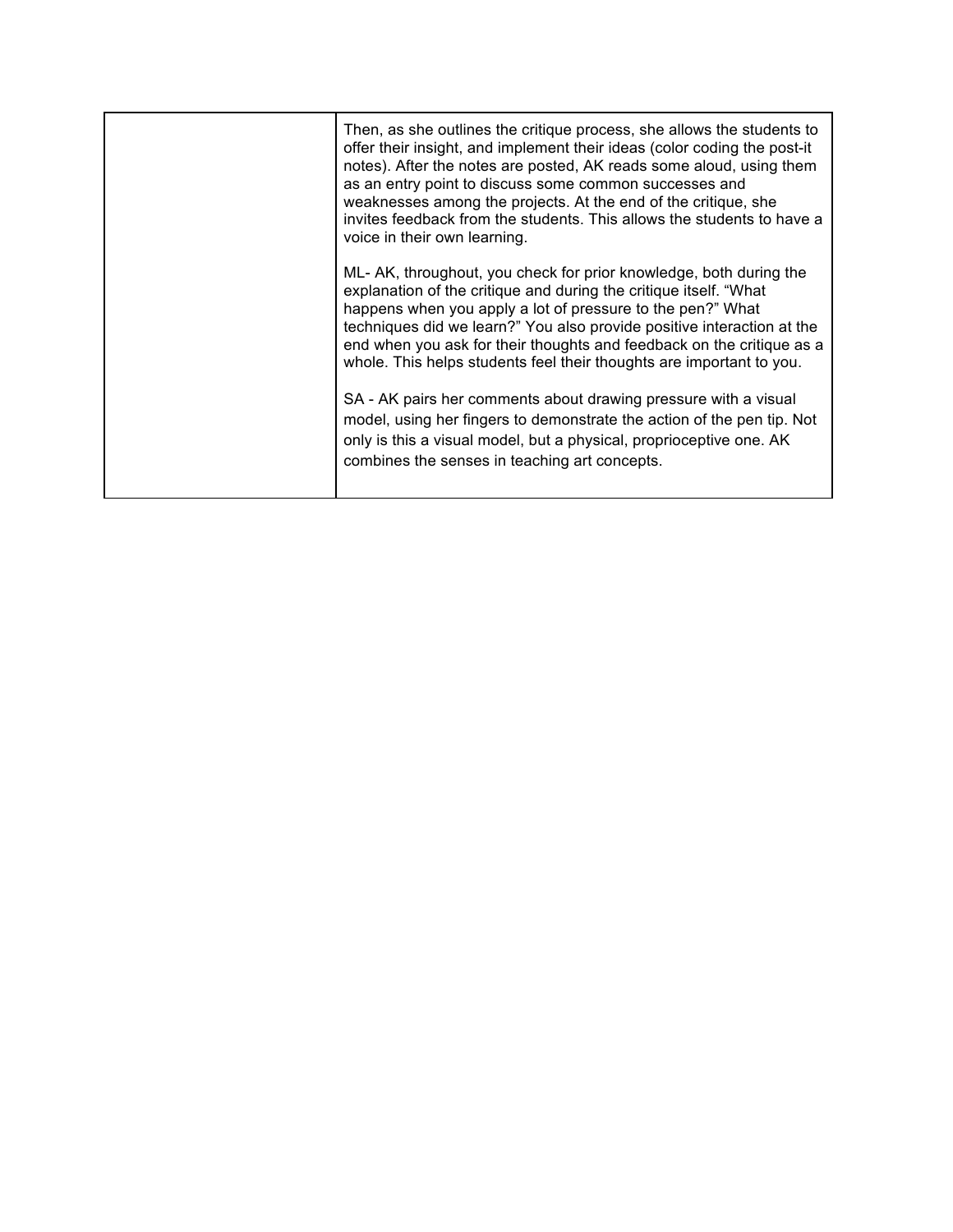| | |
|---|---|
| | Then, as she outlines the critique process, she allows the students to offer their insight, and implement their ideas (color coding the post-it notes). After the notes are posted, AK reads some aloud, using them as an entry point to discuss some common successes and weaknesses among the projects. At the end of the critique, she invites feedback from the students. This allows the students to have a voice in their own learning.<br><br>ML- AK, throughout, you check for prior knowledge, both during the explanation of the critique and during the critique itself. "What happens when you apply a lot of pressure to the pen?" What techniques did we learn?" You also provide positive interaction at the end when you ask for their thoughts and feedback on the critique as a whole. This helps students feel their thoughts are important to you.<br><br>SA - AK pairs her comments about drawing pressure with a visual model, using her fingers to demonstrate the action of the pen tip. Not only is this a visual model, but a physical, proprioceptive one. AK combines the senses in teaching art concepts. |